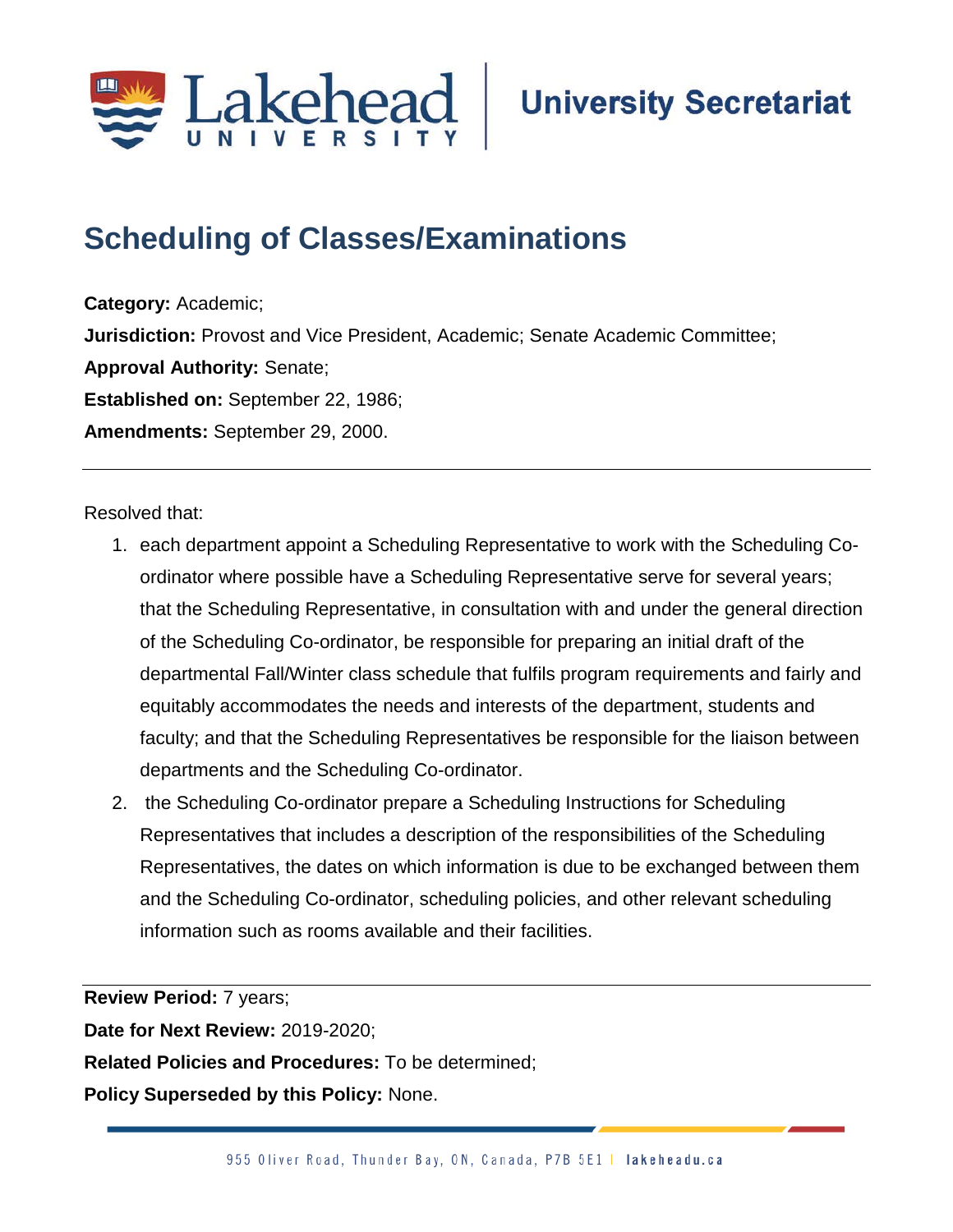# Scheduling of Classes/Examinations

**Category:** Academic;
**Jurisdiction:** Provost and Vice President, Academic; Senate Academic Committee;
**Approval Authority:** Senate;
**Established on:** September 22, 1986;
**Amendments:** September 29, 2000.

---

Resolved that:

1. each department appoint a Scheduling Representative to work with the Scheduling Co-ordinator where possible have a Scheduling Representative serve for several years; that the Scheduling Representative, in consultation with and under the general direction of the Scheduling Co-ordinator, be responsible for preparing an initial draft of the departmental Fall/Winter class schedule that fulfils program requirements and fairly and equitably accommodates the needs and interests of the department, students and faculty; and that the Scheduling Representatives be responsible for the liaison between departments and the Scheduling Co-ordinator.
2. the Scheduling Co-ordinator prepare a Scheduling Instructions for Scheduling Representatives that includes a description of the responsibilities of the Scheduling Representatives, the dates on which information is due to be exchanged between them and the Scheduling Co-ordinator, scheduling policies, and other relevant scheduling information such as rooms available and their facilities.

---

**Review Period:** 7 years;
**Date for Next Review:** 2019-2020;
**Related Policies and Procedures:** To be determined;
**Policy Superseded by this Policy:** None.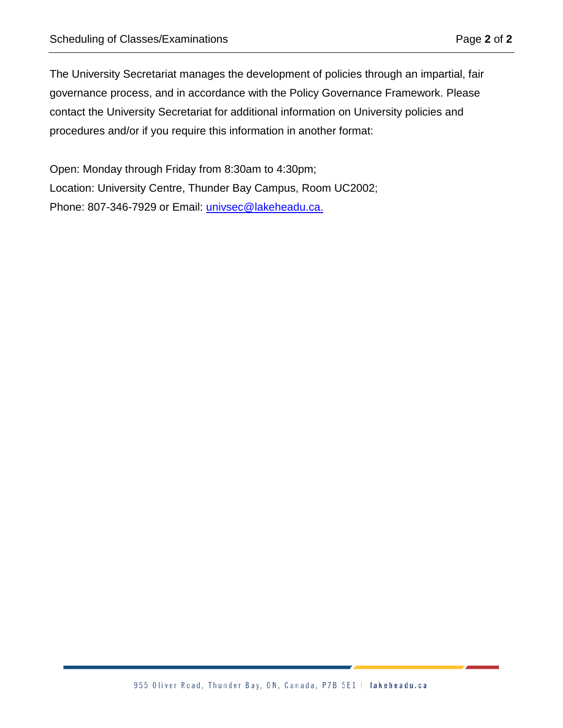The University Secretariat manages the development of policies through an impartial, fair governance process, and in accordance with the Policy Governance Framework. Please contact the University Secretariat for additional information on University policies and procedures and/or if you require this information in another format:

Open: Monday through Friday from 8:30am to 4:30pm;
Location: University Centre, Thunder Bay Campus, Room UC2002;
Phone: 807-346-7929 or Email: univsec@lakeheadu.ca.